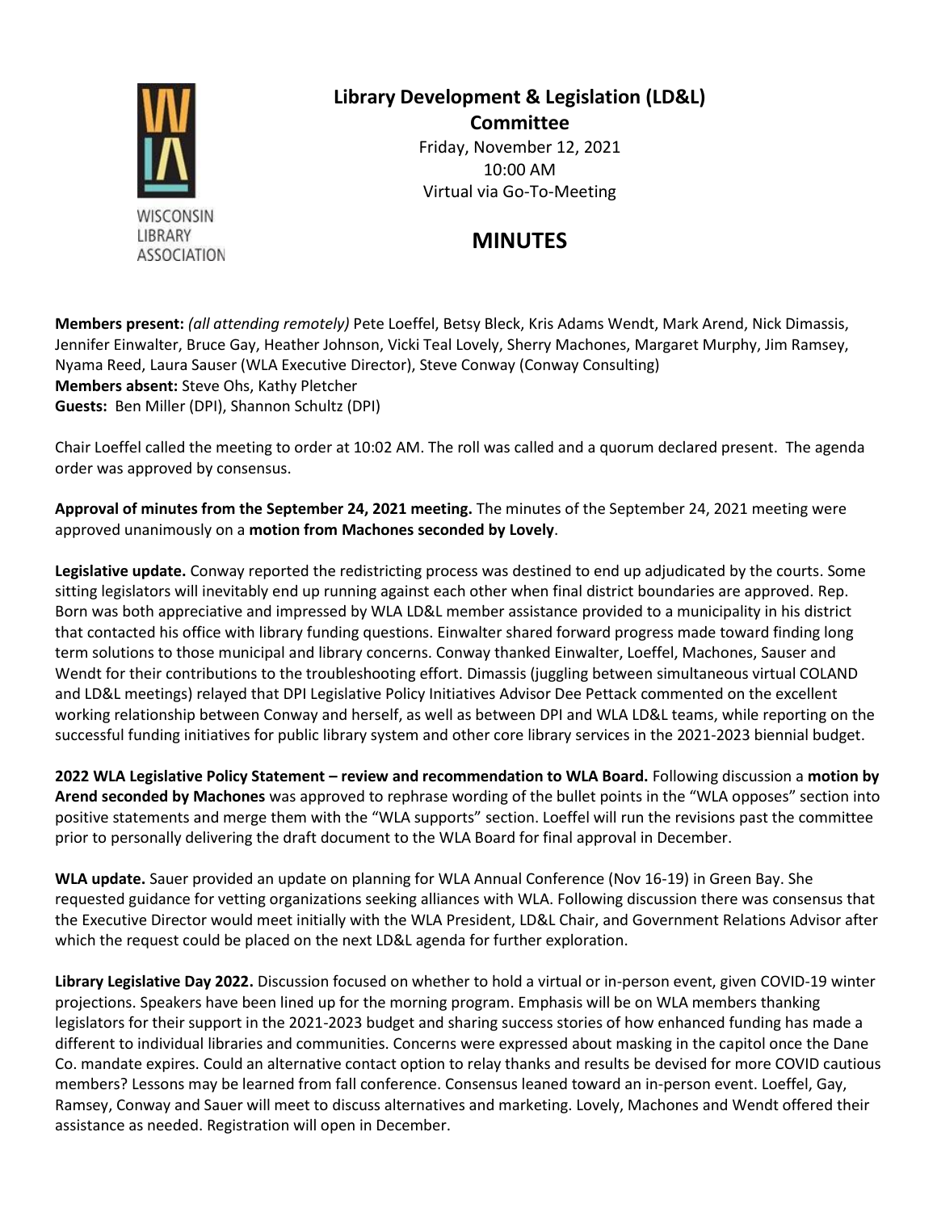WISCONSIN LIBRARY ASSOCIATION

# Library Development & Legislation (LD&L) Committee

Friday, November 12, 2021
10:00 AM
Virtual via Go-To-Meeting

## MINUTES

**Members present:** *(all attending remotely)* Pete Loeffel, Betsy Bleck, Kris Adams Wendt, Mark Arend, Nick Dimassis, Jennifer Einwalter, Bruce Gay, Heather Johnson, Vicki Teal Lovely, Sherry Machones, Margaret Murphy, Jim Ramsey, Nyama Reed, Laura Sauser (WLA Executive Director), Steve Conway (Conway Consulting)
**Members absent:** Steve Ohs, Kathy Pletcher
**Guests:** Ben Miller (DPI), Shannon Schultz (DPI)

Chair Loeffel called the meeting to order at 10:02 AM. The roll was called and a quorum declared present. The agenda order was approved by consensus.

**Approval of minutes from the September 24, 2021 meeting.** The minutes of the September 24, 2021 meeting were approved unanimously on a **motion from Machones seconded by Lovely**.

**Legislative update.** Conway reported the redistricting process was destined to end up adjudicated by the courts. Some sitting legislators will inevitably end up running against each other when final district boundaries are approved. Rep. Born was both appreciative and impressed by WLA LD&L member assistance provided to a municipality in his district that contacted his office with library funding questions. Einwalter shared forward progress made toward finding long term solutions to those municipal and library concerns. Conway thanked Einwalter, Loeffel, Machones, Sauser and Wendt for their contributions to the troubleshooting effort. Dimassis (juggling between simultaneous virtual COLAND and LD&L meetings) relayed that DPI Legislative Policy Initiatives Advisor Dee Pettack commented on the excellent working relationship between Conway and herself, as well as between DPI and WLA LD&L teams, while reporting on the successful funding initiatives for public library system and other core library services in the 2021-2023 biennial budget.

**2022 WLA Legislative Policy Statement – review and recommendation to WLA Board.** Following discussion a **motion by Arend seconded by Machones** was approved to rephrase wording of the bullet points in the "WLA opposes" section into positive statements and merge them with the "WLA supports" section. Loeffel will run the revisions past the committee prior to personally delivering the draft document to the WLA Board for final approval in December.

**WLA update.** Sauer provided an update on planning for WLA Annual Conference (Nov 16-19) in Green Bay. She requested guidance for vetting organizations seeking alliances with WLA. Following discussion there was consensus that the Executive Director would meet initially with the WLA President, LD&L Chair, and Government Relations Advisor after which the request could be placed on the next LD&L agenda for further exploration.

**Library Legislative Day 2022.** Discussion focused on whether to hold a virtual or in-person event, given COVID-19 winter projections. Speakers have been lined up for the morning program. Emphasis will be on WLA members thanking legislators for their support in the 2021-2023 budget and sharing success stories of how enhanced funding has made a different to individual libraries and communities. Concerns were expressed about masking in the capitol once the Dane Co. mandate expires. Could an alternative contact option to relay thanks and results be devised for more COVID cautious members? Lessons may be learned from fall conference. Consensus leaned toward an in-person event. Loeffel, Gay, Ramsey, Conway and Sauer will meet to discuss alternatives and marketing. Lovely, Machones and Wendt offered their assistance as needed. Registration will open in December.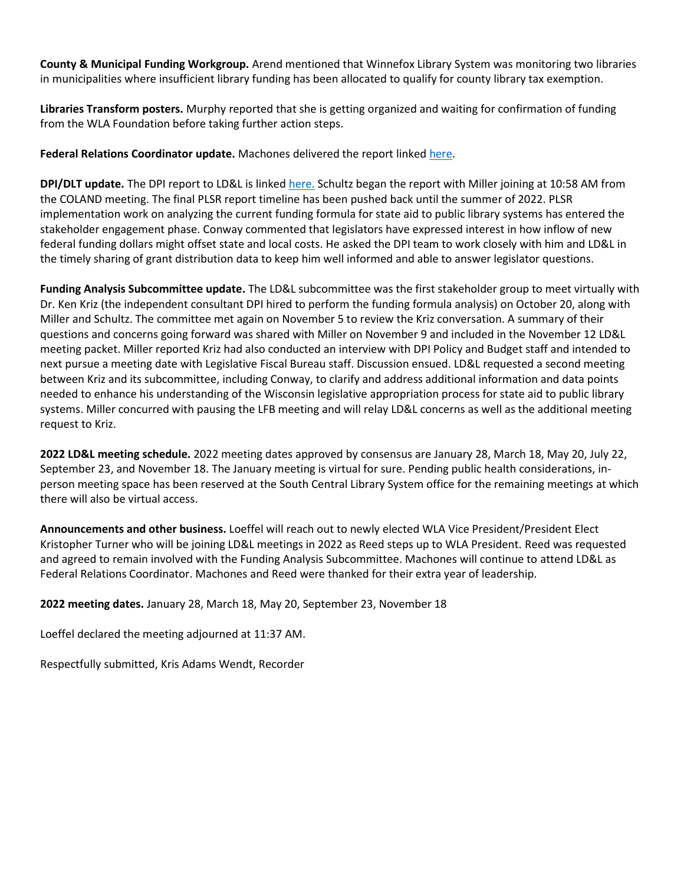**County & Municipal Funding Workgroup.** Arend mentioned that Winnefox Library System was monitoring two libraries in municipalities where insufficient library funding has been allocated to qualify for county library tax exemption.

**Libraries Transform posters.** Murphy reported that she is getting organized and waiting for confirmation of funding from the WLA Foundation before taking further action steps.

**Federal Relations Coordinator update.** Machones delivered the report linked here.

**DPI/DLT update.** The DPI report to LD&L is linked here. Schultz began the report with Miller joining at 10:58 AM from the COLAND meeting. The final PLSR report timeline has been pushed back until the summer of 2022. PLSR implementation work on analyzing the current funding formula for state aid to public library systems has entered the stakeholder engagement phase. Conway commented that legislators have expressed interest in how inflow of new federal funding dollars might offset state and local costs. He asked the DPI team to work closely with him and LD&L in the timely sharing of grant distribution data to keep him well informed and able to answer legislator questions.

**Funding Analysis Subcommittee update.** The LD&L subcommittee was the first stakeholder group to meet virtually with Dr. Ken Kriz (the independent consultant DPI hired to perform the funding formula analysis) on October 20, along with Miller and Schultz. The committee met again on November 5 to review the Kriz conversation. A summary of their questions and concerns going forward was shared with Miller on November 9 and included in the November 12 LD&L meeting packet. Miller reported Kriz had also conducted an interview with DPI Policy and Budget staff and intended to next pursue a meeting date with Legislative Fiscal Bureau staff. Discussion ensued. LD&L requested a second meeting between Kriz and its subcommittee, including Conway, to clarify and address additional information and data points needed to enhance his understanding of the Wisconsin legislative appropriation process for state aid to public library systems. Miller concurred with pausing the LFB meeting and will relay LD&L concerns as well as the additional meeting request to Kriz.

**2022 LD&L meeting schedule.** 2022 meeting dates approved by consensus are January 28, March 18, May 20, July 22, September 23, and November 18. The January meeting is virtual for sure. Pending public health considerations, in-person meeting space has been reserved at the South Central Library System office for the remaining meetings at which there will also be virtual access.

**Announcements and other business.** Loeffel will reach out to newly elected WLA Vice President/President Elect Kristopher Turner who will be joining LD&L meetings in 2022 as Reed steps up to WLA President. Reed was requested and agreed to remain involved with the Funding Analysis Subcommittee. Machones will continue to attend LD&L as Federal Relations Coordinator. Machones and Reed were thanked for their extra year of leadership.

**2022 meeting dates.** January 28, March 18, May 20, September 23, November 18

Loeffel declared the meeting adjourned at 11:37 AM.

Respectfully submitted, Kris Adams Wendt, Recorder